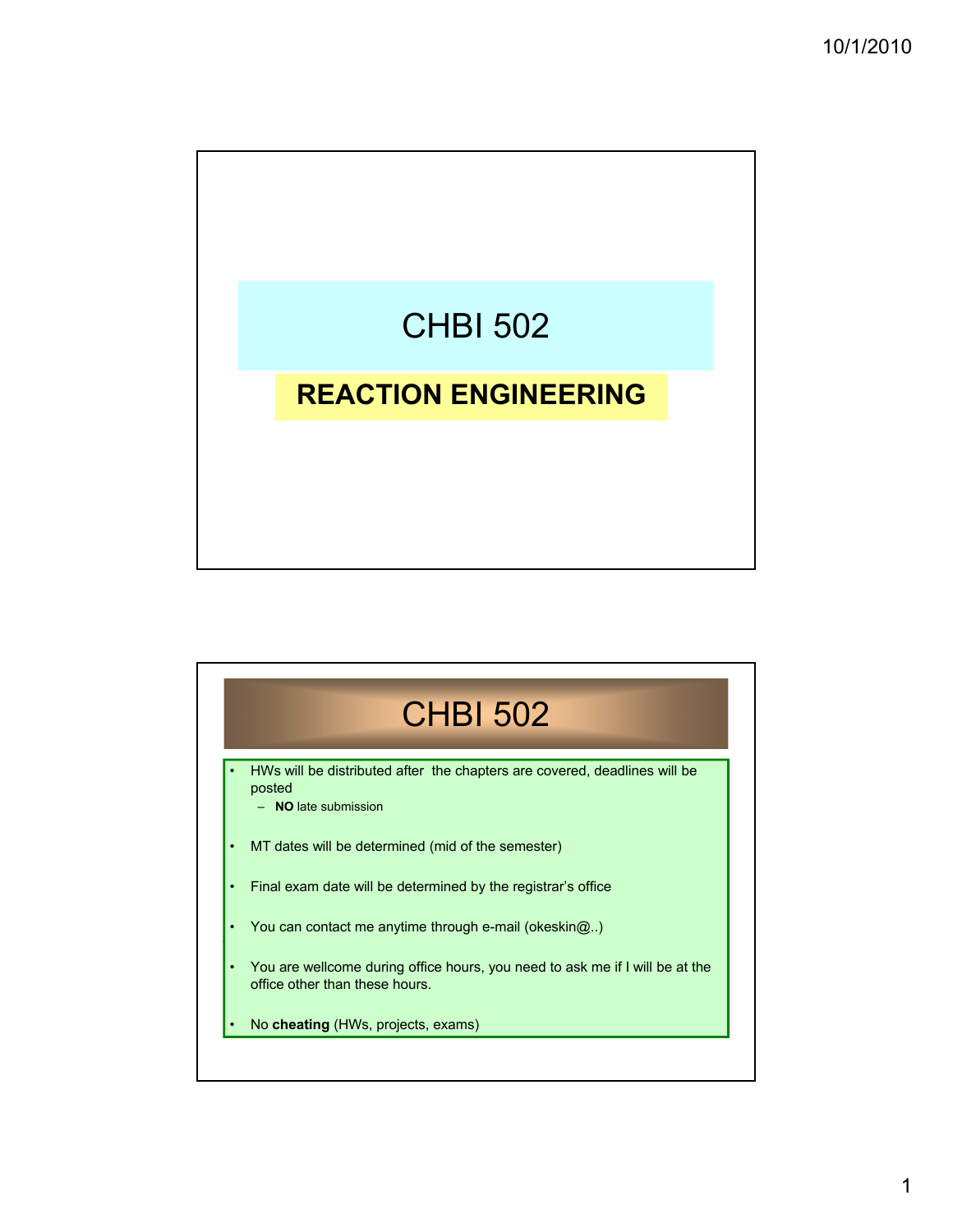# CHBI 502

## REACTION ENGINEERING

# CHBI 502

- HWs will be distributed after the chapters are covered, deadlines will be posted
  - **NO** late submission
- MT dates will be determined (mid of the semester)
- Final exam date will be determined by the registrar's office
- You can contact me anytime through e-mail (okeskin@..)
- You are wellcome during office hours, you need to ask me if I will be at the office other than these hours.
- No **cheating** (HWs, projects, exams)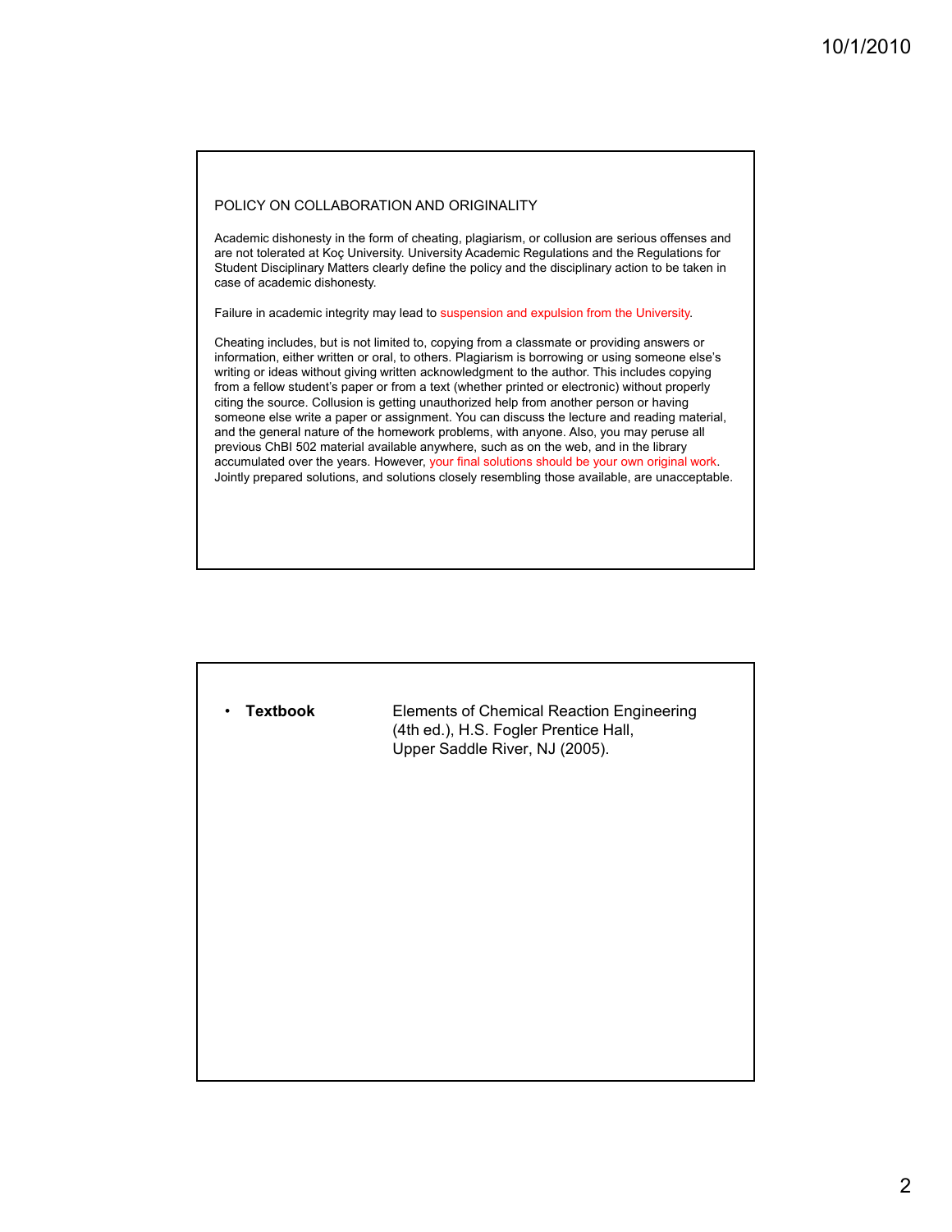## POLICY ON COLLABORATION AND ORIGINALITY

Academic dishonesty in the form of cheating, plagiarism, or collusion are serious offenses and are not tolerated at Koç University. University Academic Regulations and the Regulations for Student Disciplinary Matters clearly define the policy and the disciplinary action to be taken in case of academic dishonesty.

Failure in academic integrity may lead to suspension and expulsion from the University.

Cheating includes, but is not limited to, copying from a classmate or providing answers or information, either written or oral, to others. Plagiarism is borrowing or using someone else's writing or ideas without giving written acknowledgment to the author. This includes copying from a fellow student's paper or from a text (whether printed or electronic) without properly citing the source. Collusion is getting unauthorized help from another person or having someone else write a paper or assignment. You can discuss the lecture and reading material, and the general nature of the homework problems, with anyone. Also, you may peruse all previous ChBl 502 material available anywhere, such as on the web, and in the library accumulated over the years. However, your final solutions should be your own original work. Jointly prepared solutions, and solutions closely resembling those available, are unacceptable.

- **Textbook** Elements of Chemical Reaction Engineering (4th ed.), H.S. Fogler Prentice Hall, Upper Saddle River, NJ (2005).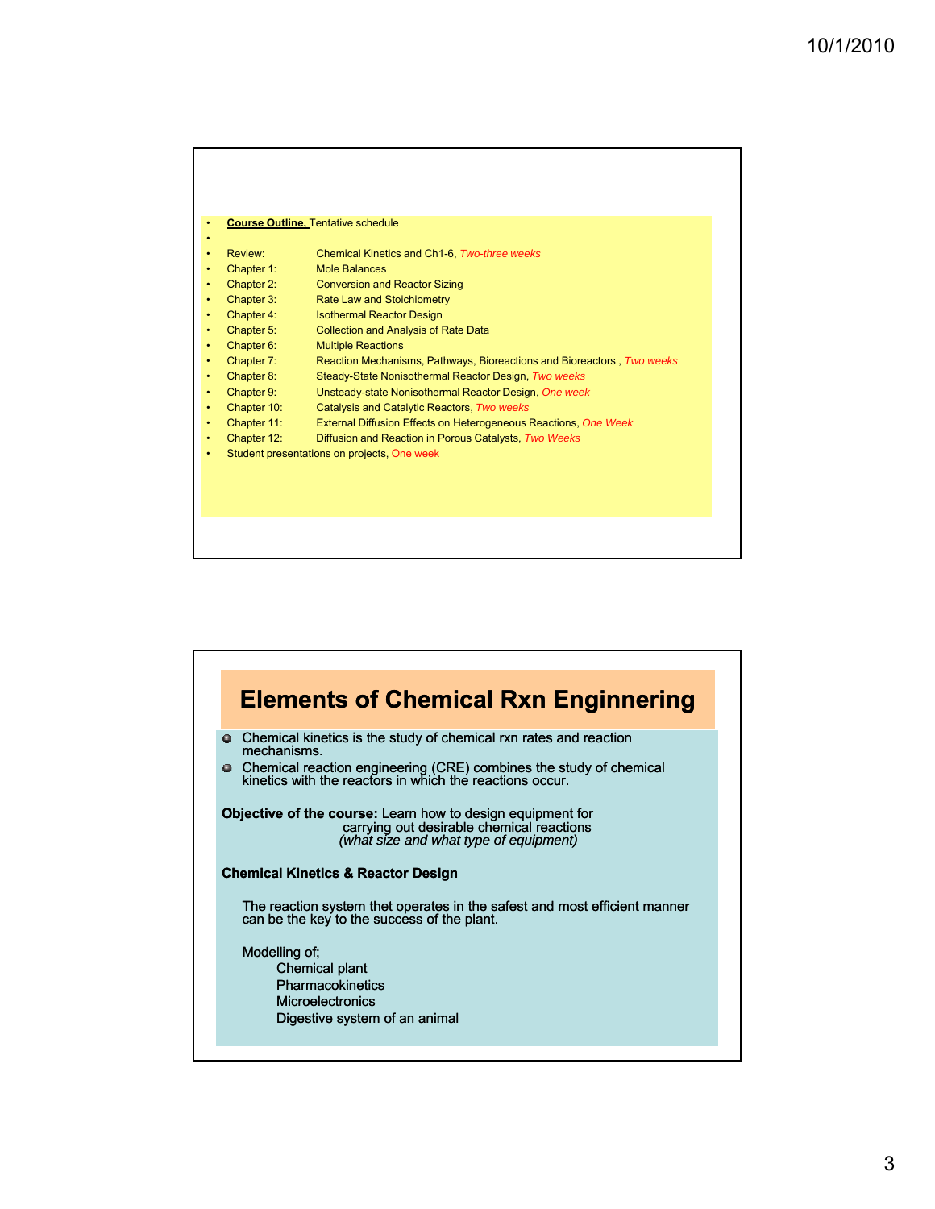- **Course Outline.** Tentative schedule

- Review: Chemical Kinetics and Ch1-6, *Two-three weeks*
- Chapter 1: Mole Balances
- Chapter 2: Conversion and Reactor Sizing
- Chapter 3: Rate Law and Stoichiometry
- Chapter 4: Isothermal Reactor Design
- Chapter 5: Collection and Analysis of Rate Data
- Chapter 6: Multiple Reactions
- Chapter 7: Reaction Mechanisms, Pathways, Bioreactions and Bioreactors , *Two weeks*
- Chapter 8: Steady-State Nonisothermal Reactor Design, *Two weeks*
- Chapter 9: Unsteady-state Nonisothermal Reactor Design, *One week*
- Chapter 10: Catalysis and Catalytic Reactors, *Two weeks*
- Chapter 11: External Diffusion Effects on Heterogeneous Reactions, *One Week*
- Chapter 12: Diffusion and Reaction in Porous Catalysts, *Two Weeks*
- Student presentations on projects, One week

# Elements of Chemical Rxn Enginnering

- Chemical kinetics is the study of chemical rxn rates and reaction mechanisms.
- Chemical reaction engineering (CRE) combines the study of chemical kinetics with the reactors in which the reactions occur.

**Objective of the course:** Learn how to design equipment for carrying out desirable chemical reactions *(what size and what type of equipment)*

**Chemical Kinetics & Reactor Design**

The reaction system thet operates in the safest and most efficient manner can be the key to the success of the plant.

Modelling of;

- Chemical plant
- Pharmacokinetics
- Microelectronics
- Digestive system of an animal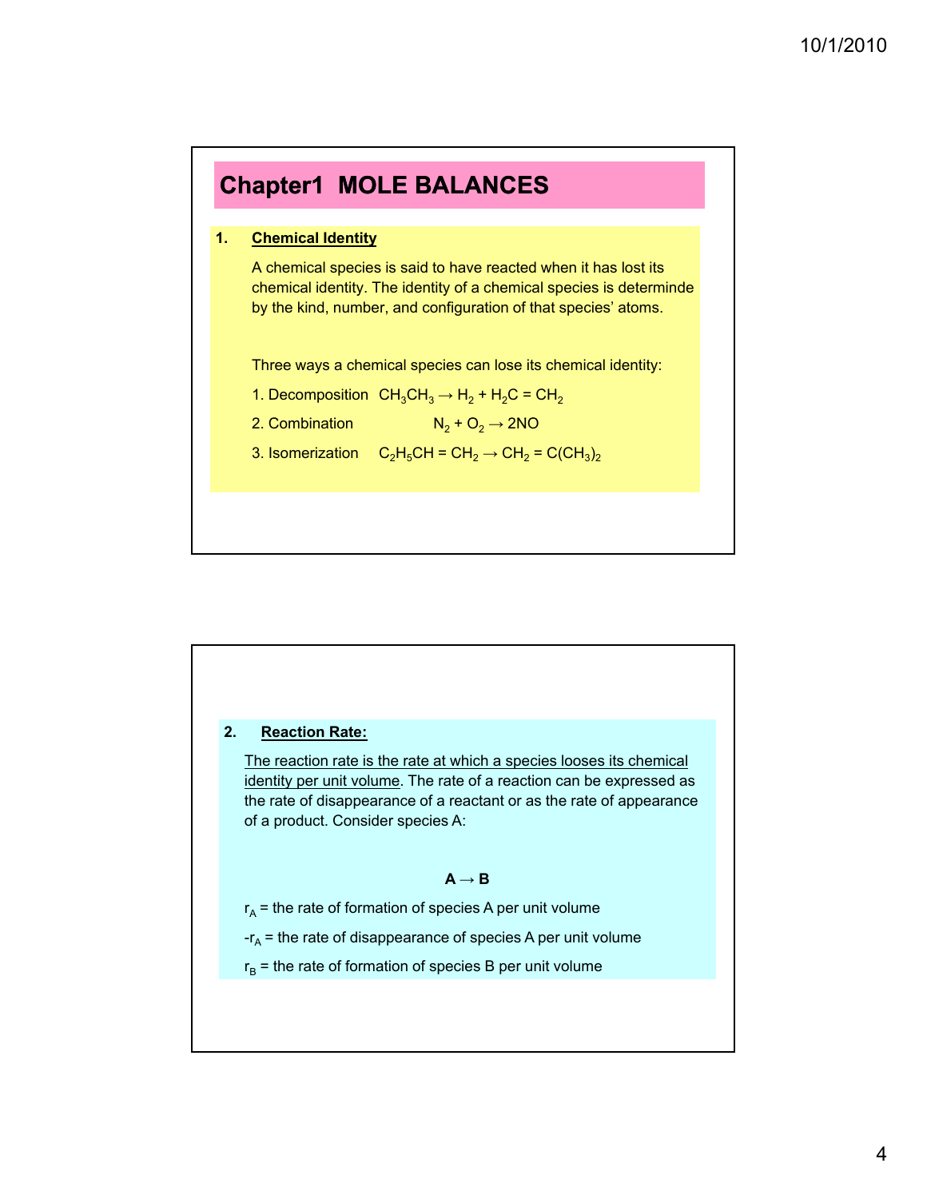# Chapter1 MOLE BALANCES

**1. Chemical Identity**

A chemical species is said to have reacted when it has lost its chemical identity. The identity of a chemical species is determinde by the kind, number, and configuration of that species' atoms.

Three ways a chemical species can lose its chemical identity:

1. Decomposition $CH_3CH_3 \rightarrow H_2 + H_2C = CH_2$
2. Combination $N_2 + O_2 \rightarrow 2NO$
3. Isomerization $C_2H_5CH = CH_2 \rightarrow CH_2 = C(CH_3)_2$

**2. Reaction Rate:**

The reaction rate is the rate at which a species looses its chemical identity per unit volume. The rate of a reaction can be expressed as the rate of disappearance of a reactant or as the rate of appearance of a product. Consider species A:

$$A \rightarrow B$$

$r_A$ = the rate of formation of species A per unit volume

$-r_A$ = the rate of disappearance of species A per unit volume

$r_B$ = the rate of formation of species B per unit volume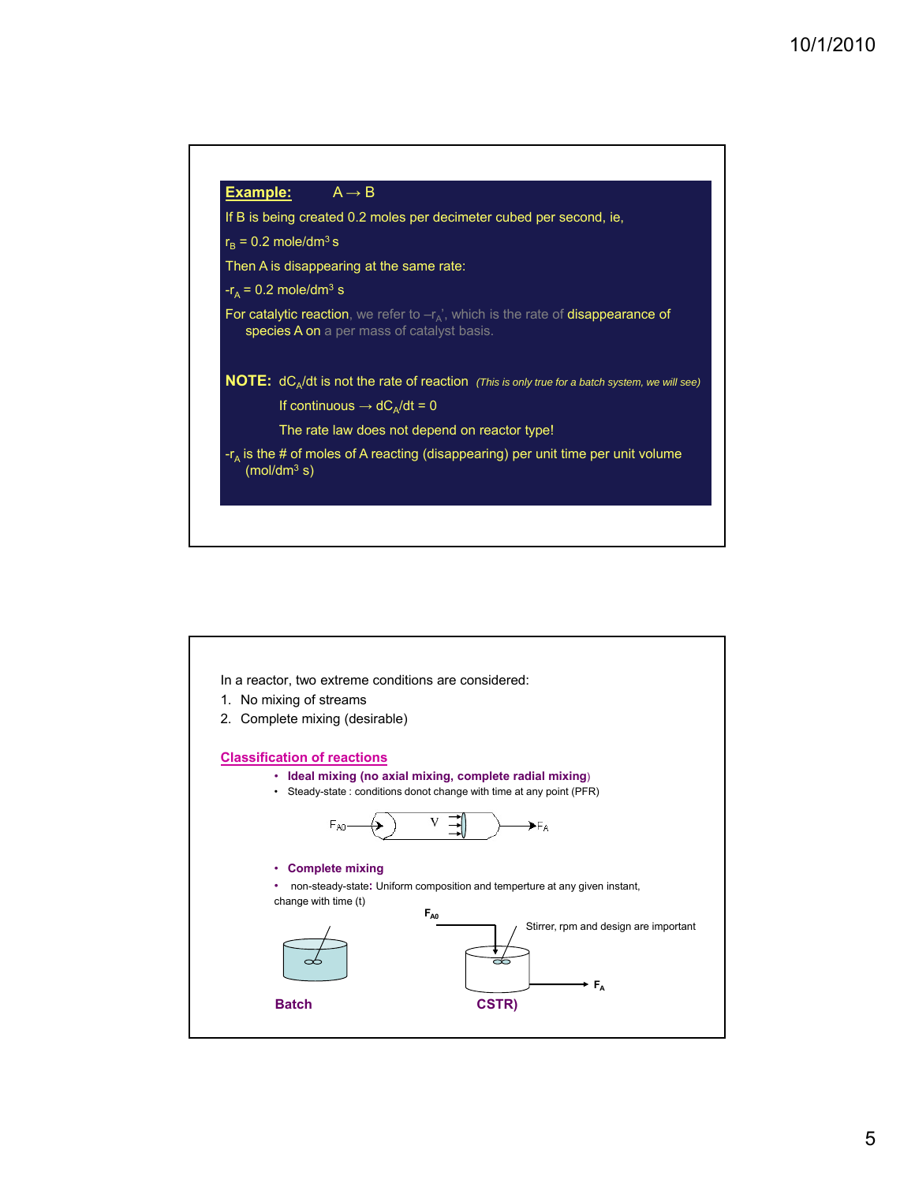**Example:** $A \rightarrow B$

If B is being created 0.2 moles per decimeter cubed per second, ie,

$r_B$ = 0.2 mole/dm$^3$ s

Then A is disappearing at the same rate:

$-r_A$ = 0.2 mole/dm$^3$ s

For catalytic reaction, we refer to $-r_A'$, which is the rate of disappearance of species A on a per mass of catalyst basis.

**NOTE:** $dC_A/dt$ is not the rate of reaction *(This is only true for a batch system, we will see)*

If continuous $\rightarrow dC_A/dt = 0$

The rate law does not depend on reactor type!

$-r_A$ is the # of moles of A reacting (disappearing) per unit time per unit volume (mol/dm$^3$ s)

---

In a reactor, two extreme conditions are considered:

1. No mixing of streams
2. Complete mixing (desirable)

## Classification of reactions

- **Ideal mixing (no axial mixing, complete radial mixing)**
- Steady-state : conditions donot change with time at any point (PFR)

$F_{A0}$ → V → $F_A$

- **Complete mixing**
- non-steady-state: Uniform composition and temperture at any given instant, change with time (t)

$F_{A0}$ Stirrer, rpm and design are important $F_A$

**Batch** **CSTR)**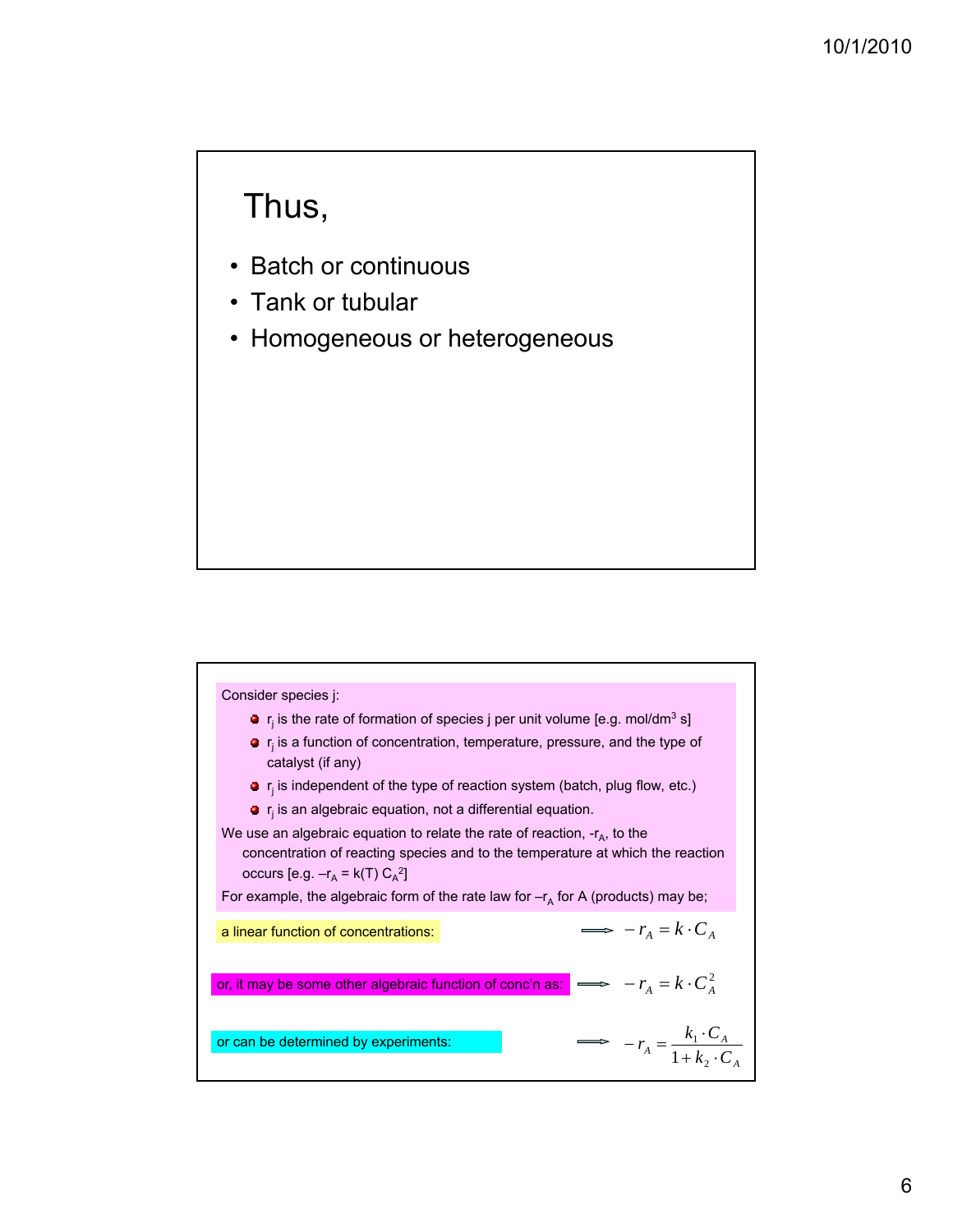## Thus,

- Batch or continuous
- Tank or tubular
- Homogeneous or heterogeneous

Consider species j:

- $r_j$ is the rate of formation of species j per unit volume [e.g. mol/dm$^3$ s]
- $r_j$ is a function of concentration, temperature, pressure, and the type of catalyst (if any)
- $r_j$ is independent of the type of reaction system (batch, plug flow, etc.)
- $r_j$ is an algebraic equation, not a differential equation.

We use an algebraic equation to relate the rate of reaction, $-r_A$, to the concentration of reacting species and to the temperature at which the reaction occurs [e.g. $-r_A = k(T)\, C_A^2$]

For example, the algebraic form of the rate law for $-r_A$ for A (products) may be;

a linear function of concentrations: $\Longrightarrow$ $-r_A = k \cdot C_A$

or, it may be some other algebraic function of conc'n as: $\Longrightarrow$ $-r_A = k \cdot C_A^2$

or can be determined by experiments: $\Longrightarrow$ $-r_A = \dfrac{k_1 \cdot C_A}{1 + k_2 \cdot C_A}$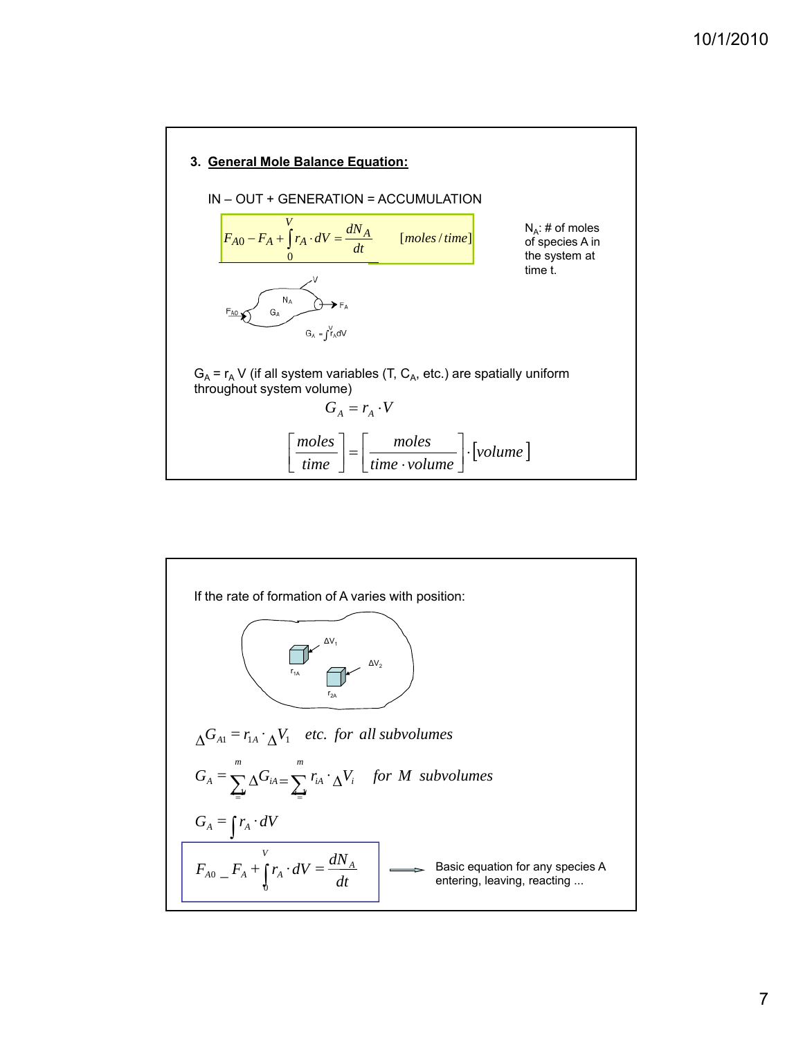### 3. General Mole Balance Equation:

IN – OUT + GENERATION = ACCUMULATION

$$F_{A0} - F_A + \int_0^V r_A \cdot dV = \frac{dN_A}{dt} \qquad [moles/time]$$

$N_A$: # of moles of species A in the system at time t.

$V$, $N_A$, $G_A$, $F_{A0}$, $F_A$

$G_A = \int^V r_A dV$

$G_A = r_A V$ (if all system variables (T, $C_A$, etc.) are spatially uniform throughout system volume)

$$G_A = r_A \cdot V$$

$$\left[\frac{moles}{time}\right] = \left[\frac{moles}{time \cdot volume}\right] \cdot [volume]$$

If the rate of formation of A varies with position:

$\Delta V_1$, $\Delta V_2$, $r_{1A}$, $r_{2A}$

$$\Delta G_{A1} = r_{1A} \cdot \Delta V_1 \quad etc. \ \ for \ \ all \ subvolumes$$

$$G_A = \sum_{i=1}^{m} \Delta G_{iA} = \sum_{i=1}^{m} r_{iA} \cdot \Delta V_i \quad for \ \ M \ \ subvolumes$$

$$G_A = \int r_A \cdot dV$$

$$F_{A0} - F_A + \int_0^V r_A \cdot dV = \frac{dN_A}{dt}$$

→ Basic equation for any species A entering, leaving, reacting ...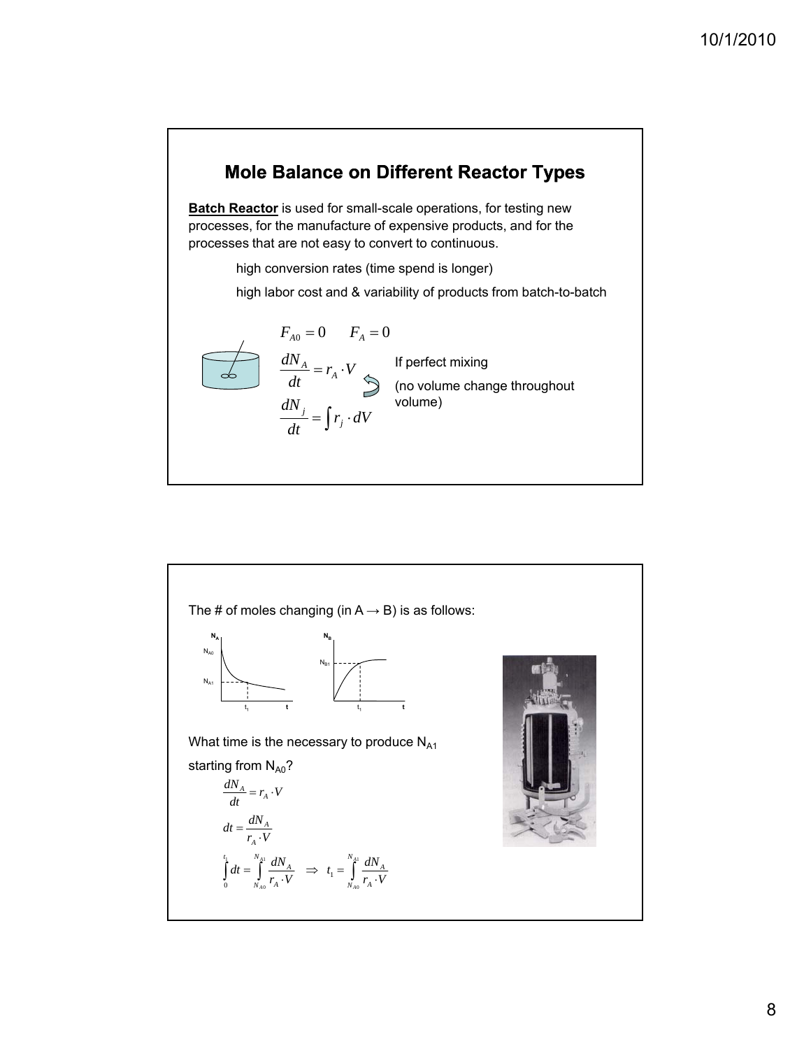## Mole Balance on Different Reactor Types

**Batch Reactor** is used for small-scale operations, for testing new processes, for the manufacture of expensive products, and for the processes that are not easy to convert to continuous.

- high conversion rates (time spend is longer)
- high labor cost and & variability of products from batch-to-batch

$$F_{A0} = 0 \qquad F_A = 0$$

$$\frac{dN_A}{dt} = r_A \cdot V$$

$$\frac{dN_j}{dt} = \int r_j \cdot dV$$

If perfect mixing

(no volume change throughout volume)

The # of moles changing (in A → B) is as follows:

What time is the necessary to produce $N_{A1}$ starting from $N_{A0}$?

$$\frac{dN_A}{dt} = r_A \cdot V$$

$$dt = \frac{dN_A}{r_A \cdot V}$$

$$\int_0^{t_1} dt = \int_{N_{A0}}^{N_{A1}} \frac{dN_A}{r_A \cdot V} \quad \Rightarrow \quad t_1 = \int_{N_{A0}}^{N_{A1}} \frac{dN_A}{r_A \cdot V}$$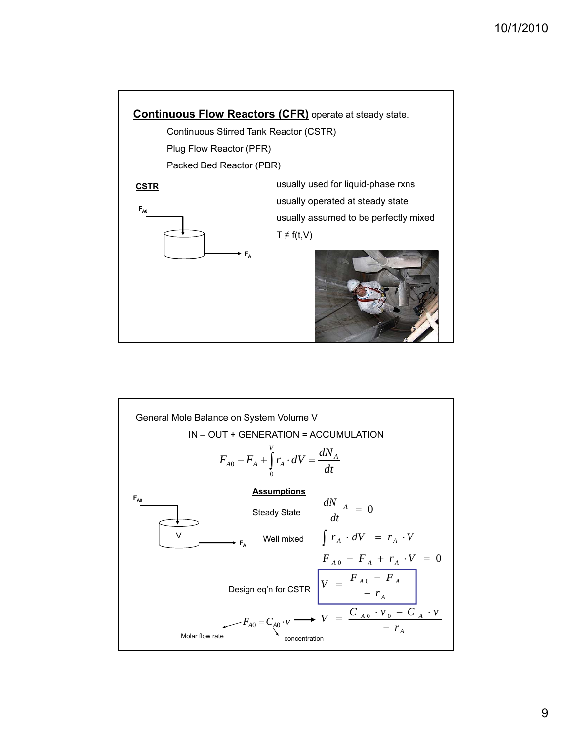**Continuous Flow Reactors (CFR)** operate at steady state.

- Continuous Stirred Tank Reactor (CSTR)
- Plug Flow Reactor (PFR)
- Packed Bed Reactor (PBR)

**CSTR**

$F_{A0}$ → $F_A$

- usually used for liquid-phase rxns
- usually operated at steady state
- usually assumed to be perfectly mixed
- $T \neq f(t,V)$

General Mole Balance on System Volume V

IN – OUT + GENERATION = ACCUMULATION

$$F_{A0} - F_A + \int_0^V r_A \cdot dV = \frac{dN_A}{dt}$$

**Assumptions**

Steady State $\quad \frac{dN_A}{dt} = 0$

Well mixed $\quad \int r_A \cdot dV = r_A \cdot V$

$$F_{A0} - F_A + r_A \cdot V = 0$$

Design eq'n for CSTR

$$V = \frac{F_{A0} - F_A}{-r_A}$$

$F_{A0} = C_{A0} \cdot v$ (Molar flow rate; concentration) →

$$V = \frac{C_{A0} \cdot v_0 - C_A \cdot v}{-r_A}$$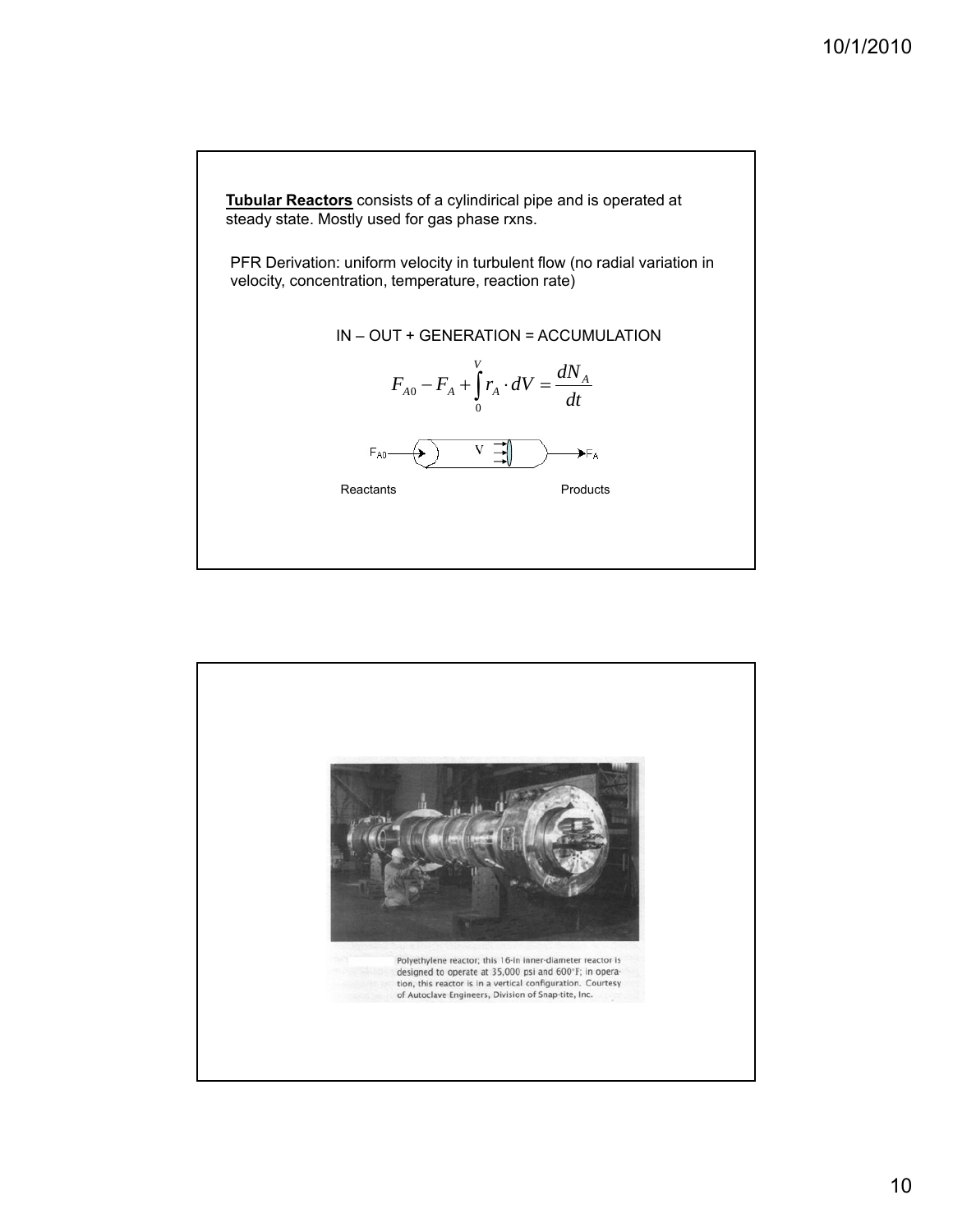**Tubular Reactors** consists of a cylindirical pipe and is operated at steady state. Mostly used for gas phase rxns.

PFR Derivation: uniform velocity in turbulent flow (no radial variation in velocity, concentration, temperature, reaction rate)

IN – OUT + GENERATION = ACCUMULATION

$$F_{A0} - F_A + \int_0^V r_A \cdot dV = \frac{dN_A}{dt}$$

$F_{A0}$ → V → $F_A$

Reactants — Products

Polyethylene reactor; this 16-in inner-diameter reactor is designed to operate at 35,000 psi and 600°F; in operation, this reactor is in a vertical configuration. Courtesy of Autoclave Engineers, Division of Snap-tite, Inc.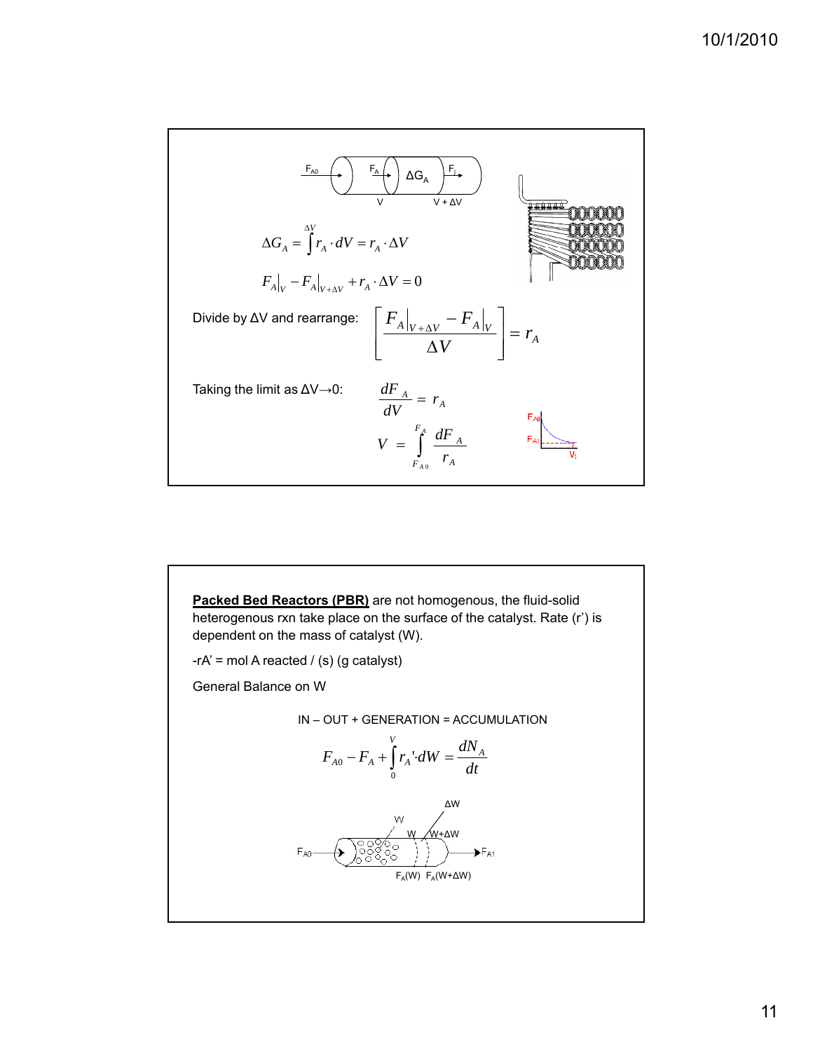$$\Delta G_A = \int^{\Delta V} r_A \cdot dV = r_A \cdot \Delta V$$

$$F_A\big|_V - F_A\big|_{V+\Delta V} + r_A \cdot \Delta V = 0$$

Divide by ΔV and rearrange:

$$\left[\frac{F_A\big|_{V+\Delta V} - F_A\big|_V}{\Delta V}\right] = r_A$$

Taking the limit as ΔV→0:

$$\frac{dF_A}{dV} = r_A$$

$$V = \int_{F_{A0}}^{F_A} \frac{dF_A}{r_A}$$

**Packed Bed Reactors (PBR)** are not homogenous, the fluid-solid heterogenous rxn take place on the surface of the catalyst. Rate (r') is dependent on the mass of catalyst (W).

$-r_A'$ = mol A reacted / (s) (g catalyst)

General Balance on W

IN – OUT + GENERATION = ACCUMULATION

$$F_{A0} - F_A + \int_0^V r_A' \cdot dW = \frac{dN_A}{dt}$$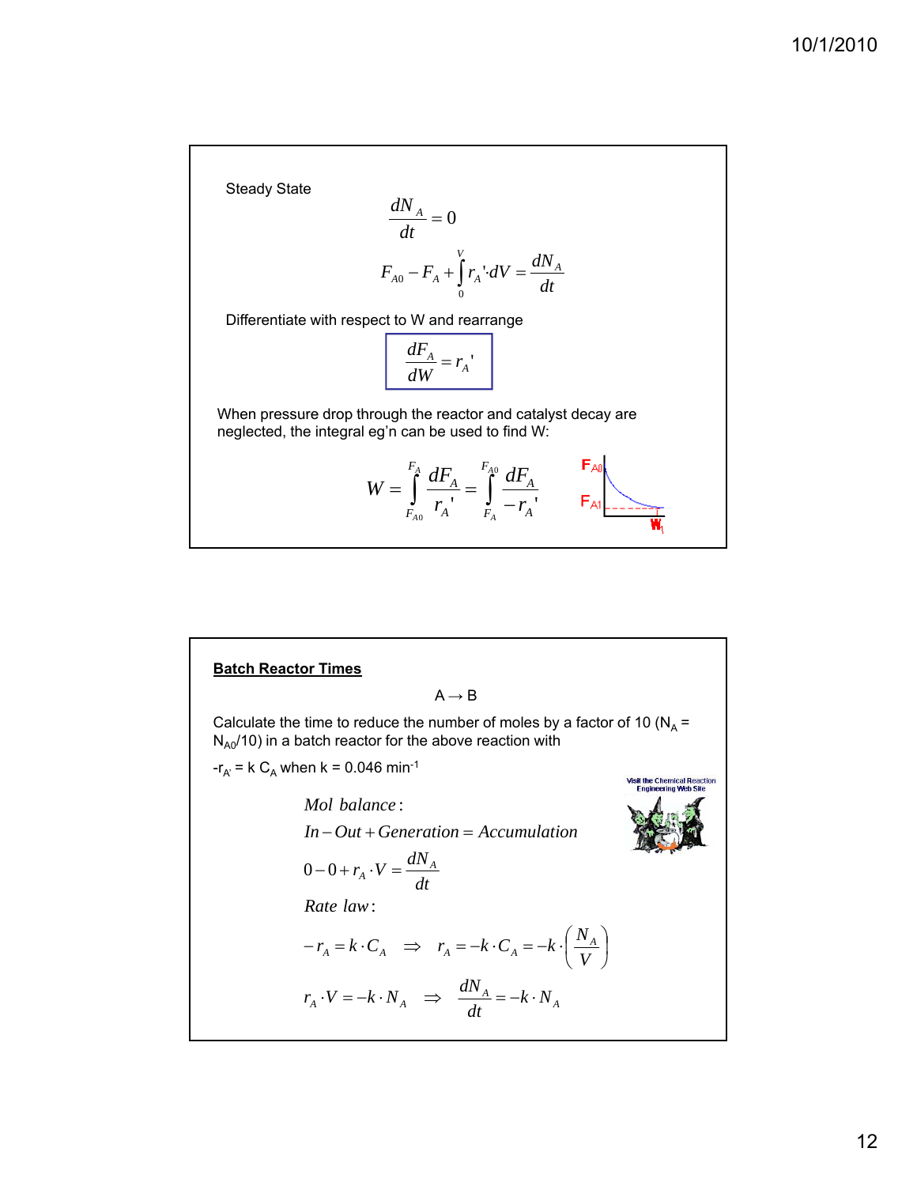Steady State

$$\frac{dN_A}{dt} = 0$$

$$F_{A0} - F_A + \int_0^V r_A' \cdot dV = \frac{dN_A}{dt}$$

Differentiate with respect to W and rearrange

$$\boxed{\frac{dF_A}{dW} = r_A'}$$

When pressure drop through the reactor and catalyst decay are neglected, the integral eg'n can be used to find W:

$$W = \int_{F_{A0}}^{F_A} \frac{dF_A}{r_A'} = \int_{F_A}^{F_{A0}} \frac{dF_A}{-r_A'}$$

$F_{A0}$

$F_{A1}$

$W_1$

**Batch Reactor Times**

A → B

Calculate the time to reduce the number of moles by a factor of 10 ($N_A = N_{A0}/10$) in a batch reactor for the above reaction with

$-r_{A'} = k\, C_A$ when k = 0.046 min$^{-1}$

Visit the Chemical Reaction Engineering Web Site

*Mol balance:*

*In − Out + Generation = Accumulation*

$$0 - 0 + r_A \cdot V = \frac{dN_A}{dt}$$

*Rate law:*

$$-r_A = k \cdot C_A \quad \Rightarrow \quad r_A = -k \cdot C_A = -k \cdot \left(\frac{N_A}{V}\right)$$

$$r_A \cdot V = -k \cdot N_A \quad \Rightarrow \quad \frac{dN_A}{dt} = -k \cdot N_A$$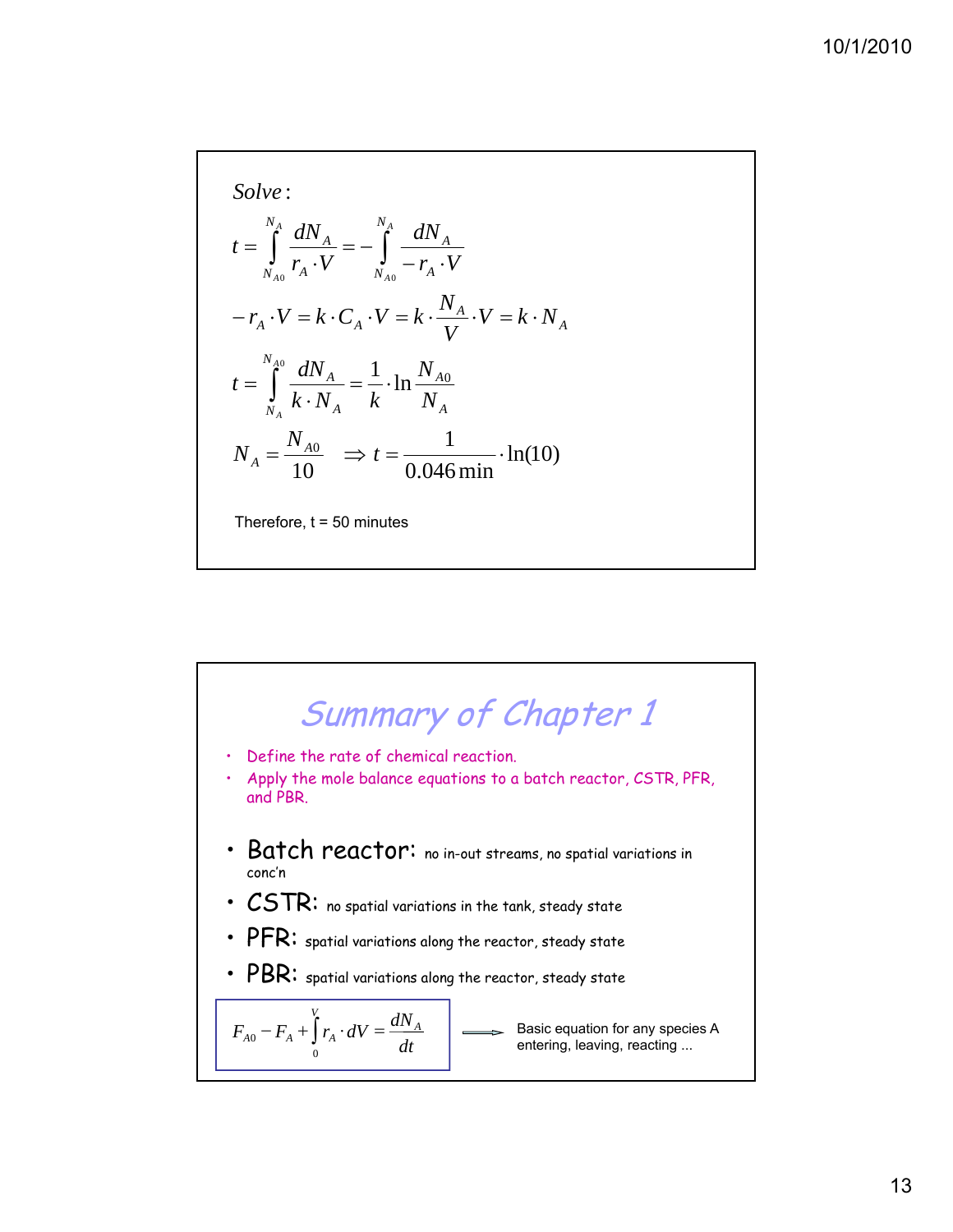*Solve*:

$$t = \int_{N_{A0}}^{N_A} \frac{dN_A}{r_A \cdot V} = -\int_{N_{A0}}^{N_A} \frac{dN_A}{-r_A \cdot V}$$

$$-r_A \cdot V = k \cdot C_A \cdot V = k \cdot \frac{N_A}{V} \cdot V = k \cdot N_A$$

$$t = \int_{N_A}^{N_{A0}} \frac{dN_A}{k \cdot N_A} = \frac{1}{k} \cdot \ln \frac{N_{A0}}{N_A}$$

$$N_A = \frac{N_{A0}}{10} \quad \Rightarrow t = \frac{1}{0.046\,\text{min}} \cdot \ln(10)$$

Therefore, t = 50 minutes

# Summary of Chapter 1

- Define the rate of chemical reaction.
- Apply the mole balance equations to a batch reactor, CSTR, PFR, and PBR.

- **Batch reactor:** no in-out streams, no spatial variations in conc'n
- **CSTR:** no spatial variations in the tank, steady state
- **PFR:** spatial variations along the reactor, steady state
- **PBR:** spatial variations along the reactor, steady state

$$F_{A0} - F_A + \int_0^V r_A \cdot dV = \frac{dN_A}{dt}$$

→ Basic equation for any species A entering, leaving, reacting ...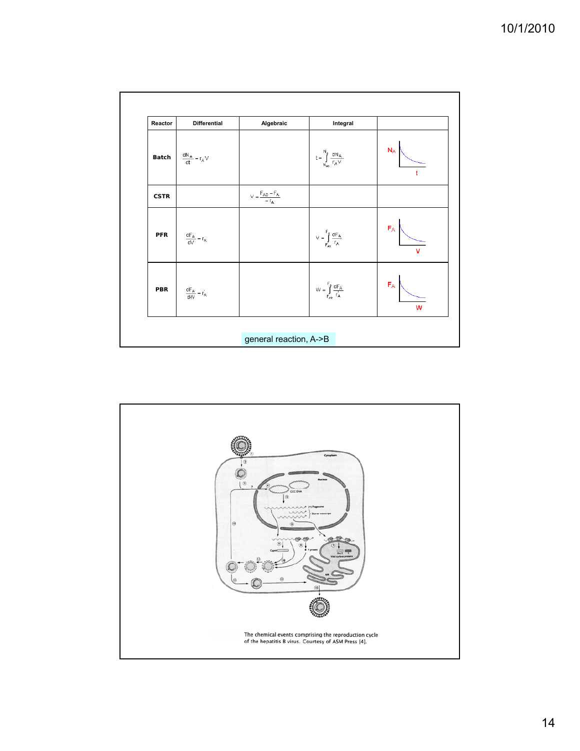| Reactor | Differential | Algebraic | Integral | |
|---|---|---|---|---|
| Batch | $\frac{dN_A}{dt} = r_A V$ | | $t = \int_{N_{A0}}^{N_A} \frac{dN_A}{r_A V}$ | $N_A$ vs. $t$ |
| CSTR | | $V = \frac{F_{A0} - F_A}{-r_A}$ | | |
| PFR | $\frac{dF_A}{dV} = r_A$ | | $V = \int_{F_{A0}}^{F_A} \frac{dF_A}{r_A}$ | $F_A$ vs. $V$ |
| PBR | $\frac{dF_A}{dW} = r_A'$ | | $W = \int_{F_{A0}}^{F_A} \frac{dF_A}{r_A'}$ | $F_A$ vs. $W$ |

general reaction, A->B

The chemical events comprising the reproduction cycle of the hepatitis B virus. Courtesy of ASM Press [4].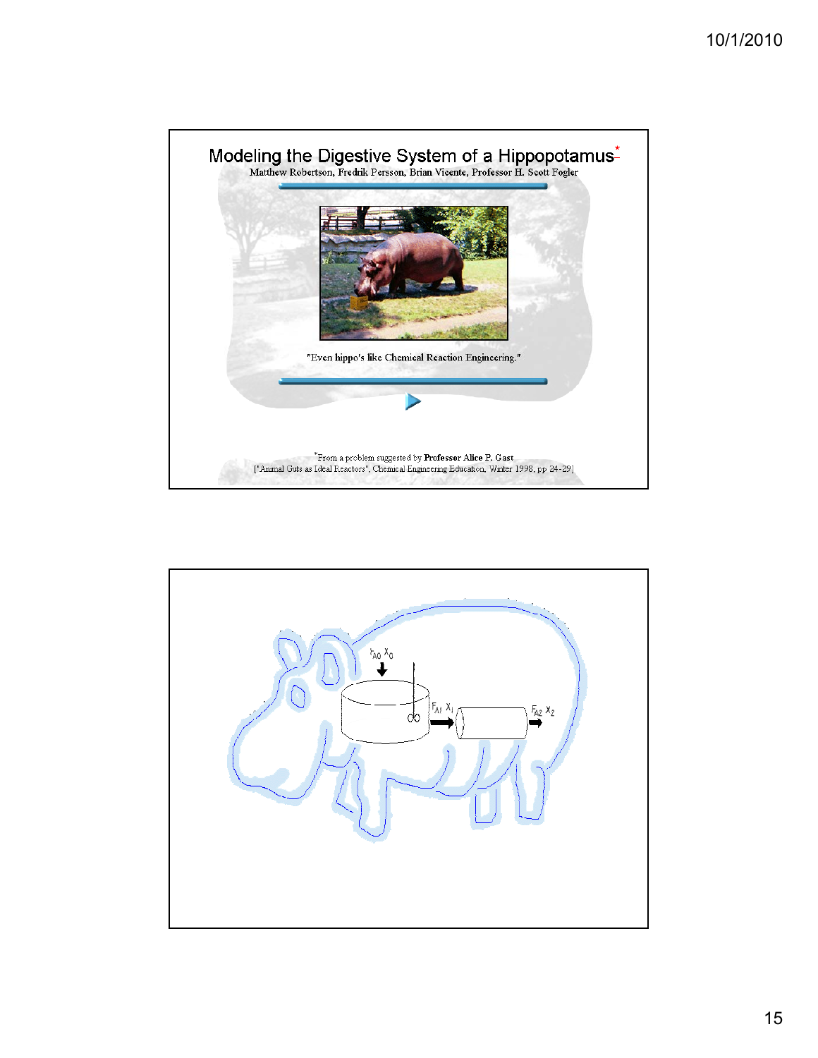# Modeling the Digestive System of a Hippopotamus*

Matthew Robertson, Fredrik Persson, Brian Vicente, Professor H. Scott Fogler

"Even hippo's like Chemical Reaction Engineering."

*From a problem suggested by **Professor Alice P. Gast**
["Animal Guts as Ideal Reactors", Chemical Engineering Education, Winter 1998, pp 24-29]

$F_{A0}\ X_0$

$F_{A1}\ X_1$

$F_{A2}\ X_2$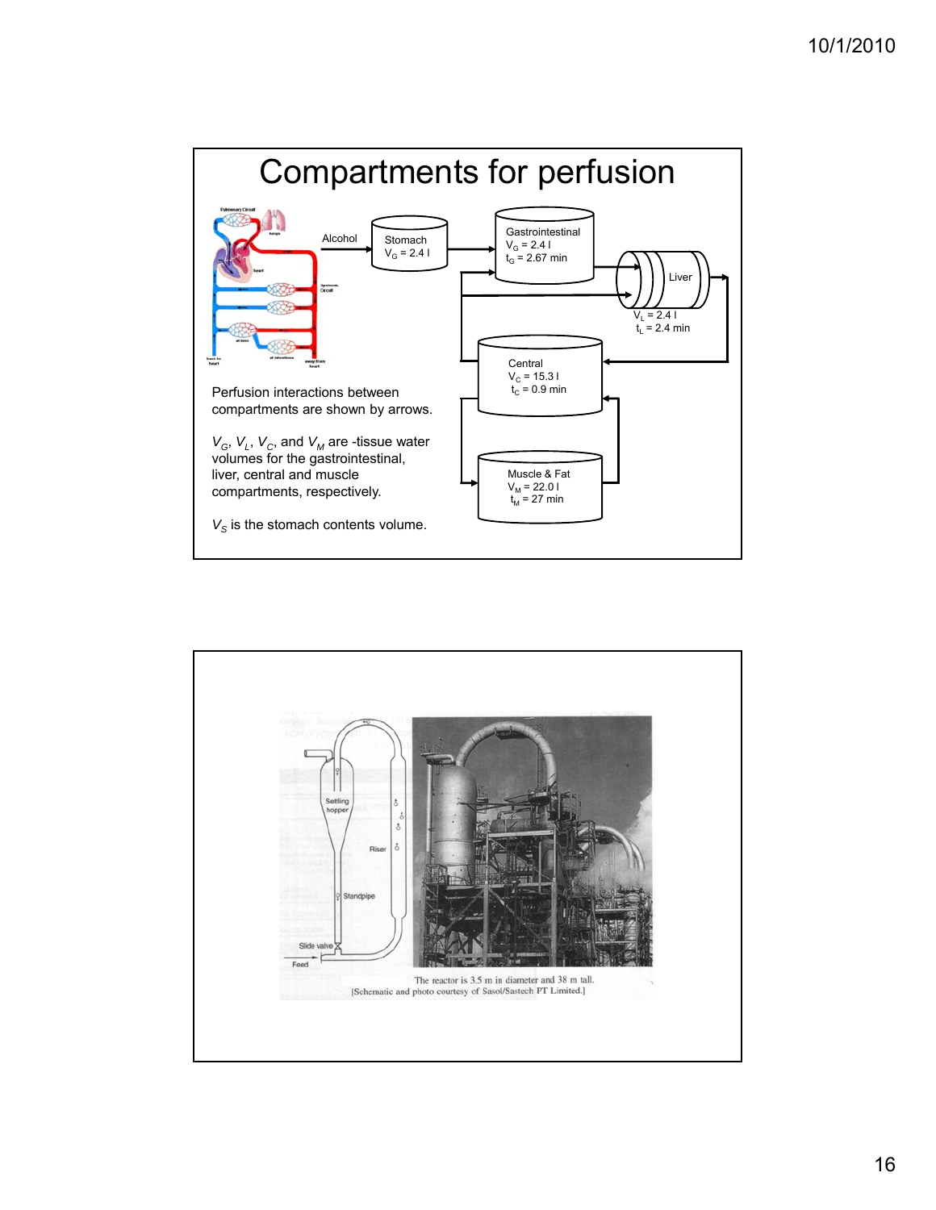# Compartments for perfusion

Alcohol → Stomach $V_G = 2.4$ l → Gastrointestinal $V_G = 2.4$ l, $t_G = 2.67$ min → Liver $V_L = 2.4$ l, $t_L = 2.4$ min → Central $V_C = 15.3$ l, $t_C = 0.9$ min ↔ Muscle & Fat $V_M = 22.0$ l, $t_M = 27$ min

Perfusion interactions between compartments are shown by arrows.

$V_G$, $V_L$, $V_C$, and $V_M$ are -tissue water volumes for the gastrointestinal, liver, central and muscle compartments, respectively.

$V_S$ is the stomach contents volume.

Settling hopper

Riser

Standpipe

Slide valve

Feed

The reactor is 3.5 m in diameter and 38 m tall.
[Schematic and photo courtesy of Sasol/Sastech PT Limited.]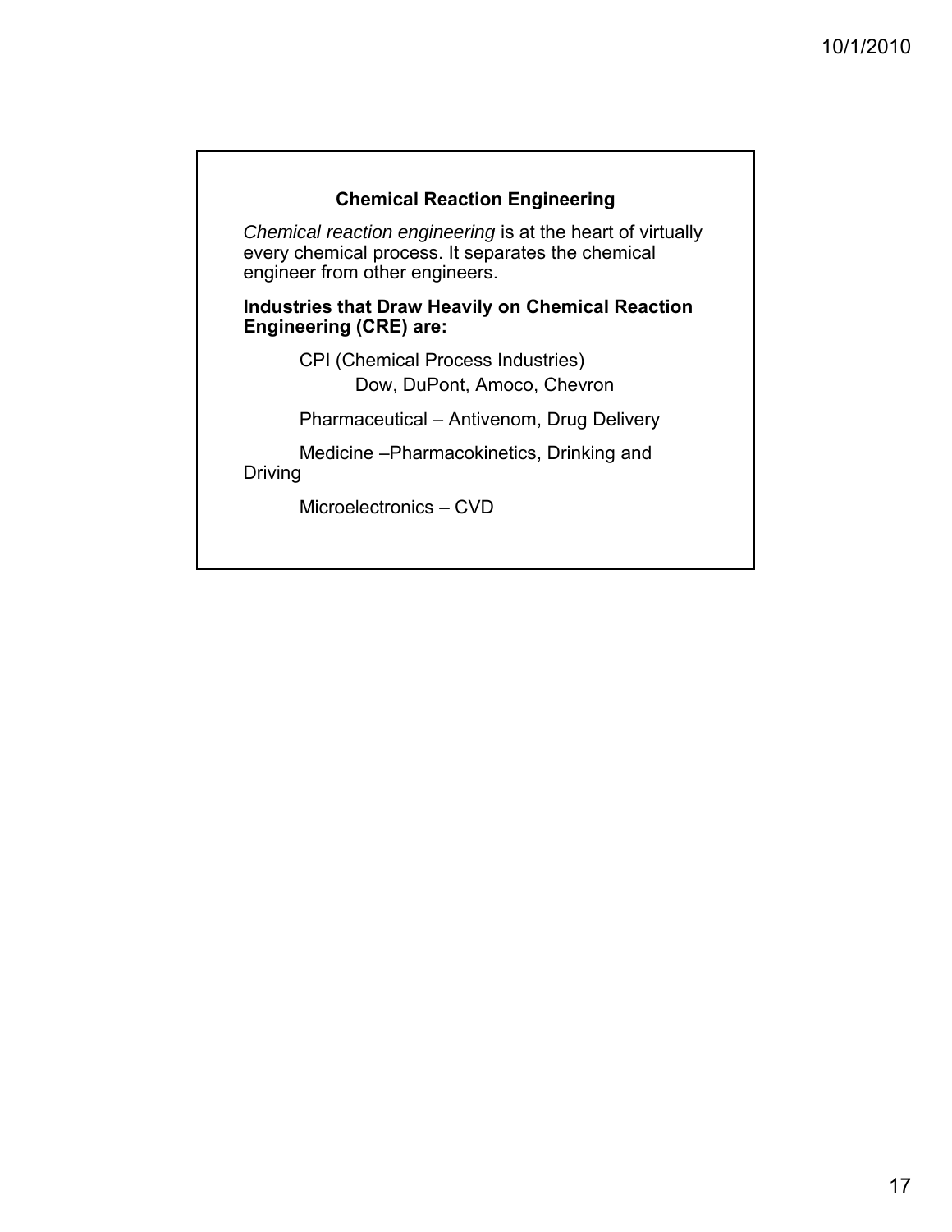## Chemical Reaction Engineering

*Chemical reaction engineering* is at the heart of virtually every chemical process. It separates the chemical engineer from other engineers.

**Industries that Draw Heavily on Chemical Reaction Engineering (CRE) are:**

CPI (Chemical Process Industries)

Dow, DuPont, Amoco, Chevron

Pharmaceutical – Antivenom, Drug Delivery

Medicine –Pharmacokinetics, Drinking and Driving

Microelectronics – CVD